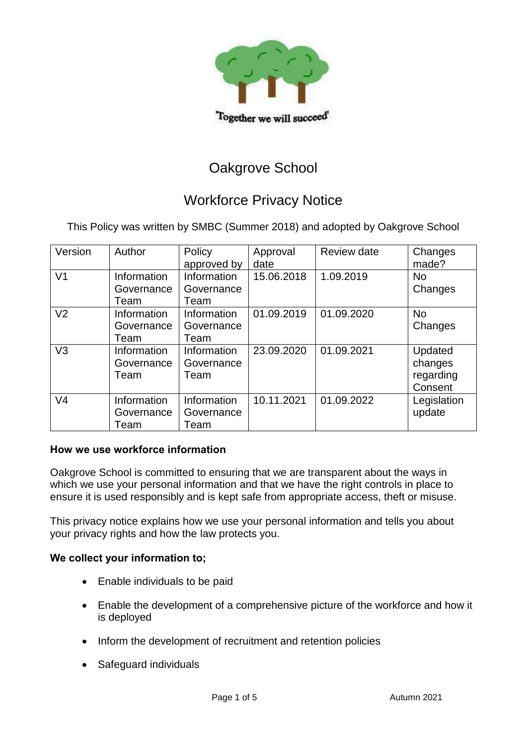'Together we will succeed'

# Oakgrove School

## Workforce Privacy Notice

This Policy was written by SMBC (Summer 2018) and adopted by Oakgrove School

| Version | Author | Policy approved by | Approval date | Review date | Changes made? |
|---|---|---|---|---|---|
| V1 | Information Governance Team | Information Governance Team | 15.06.2018 | 1.09.2019 | No Changes |
| V2 | Information Governance Team | Information Governance Team | 01.09.2019 | 01.09.2020 | No Changes |
| V3 | Information Governance Team | Information Governance Team | 23.09.2020 | 01.09.2021 | Updated changes regarding Consent |
| V4 | Information Governance Team | Information Governance Team | 10.11.2021 | 01.09.2022 | Legislation update |

**How we use workforce information**

Oakgrove School is committed to ensuring that we are transparent about the ways in which we use your personal information and that we have the right controls in place to ensure it is used responsibly and is kept safe from appropriate access, theft or misuse.

This privacy notice explains how we use your personal information and tells you about your privacy rights and how the law protects you.

**We collect your information to;**

- Enable individuals to be paid
- Enable the development of a comprehensive picture of the workforce and how it is deployed
- Inform the development of recruitment and retention policies
- Safeguard individuals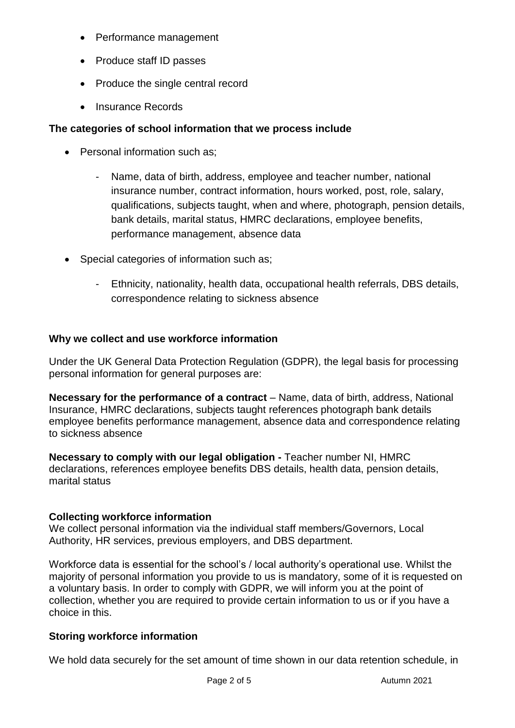- Performance management
- Produce staff ID passes
- Produce the single central record
- Insurance Records

**The categories of school information that we process include**

- Personal information such as;
  - Name, data of birth, address, employee and teacher number, national insurance number, contract information, hours worked, post, role, salary, qualifications, subjects taught, when and where, photograph, pension details, bank details, marital status, HMRC declarations, employee benefits, performance management, absence data
- Special categories of information such as;
  - Ethnicity, nationality, health data, occupational health referrals, DBS details, correspondence relating to sickness absence

**Why we collect and use workforce information**

Under the UK General Data Protection Regulation (GDPR), the legal basis for processing personal information for general purposes are:

**Necessary for the performance of a contract** – Name, data of birth, address, National Insurance, HMRC declarations, subjects taught references photograph bank details employee benefits performance management, absence data and correspondence relating to sickness absence

**Necessary to comply with our legal obligation -** Teacher number NI, HMRC declarations, references employee benefits DBS details, health data, pension details, marital status

**Collecting workforce information**

We collect personal information via the individual staff members/Governors, Local Authority, HR services, previous employers, and DBS department.

Workforce data is essential for the school's / local authority's operational use. Whilst the majority of personal information you provide to us is mandatory, some of it is requested on a voluntary basis. In order to comply with GDPR, we will inform you at the point of collection, whether you are required to provide certain information to us or if you have a choice in this.

**Storing workforce information**

We hold data securely for the set amount of time shown in our data retention schedule, in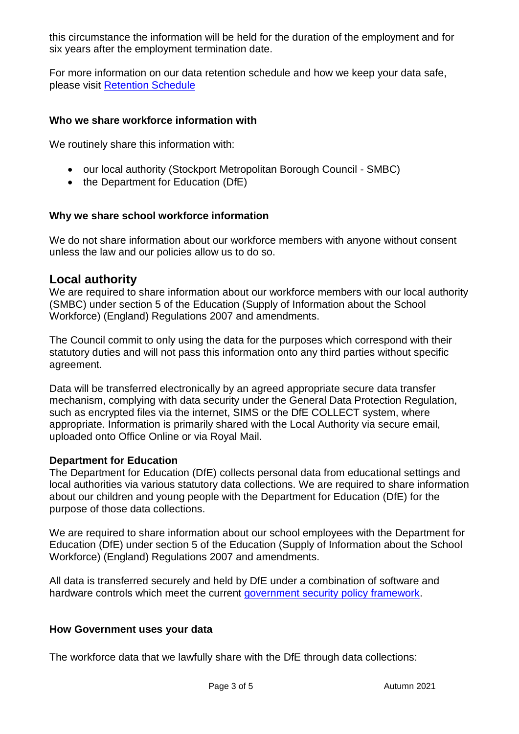this circumstance the information will be held for the duration of the employment and for six years after the employment termination date.

For more information on our data retention schedule and how we keep your data safe, please visit [Retention Schedule]

**Who we share workforce information with**

We routinely share this information with:

- our local authority (Stockport Metropolitan Borough Council - SMBC)
- the Department for Education (DfE)

**Why we share school workforce information**

We do not share information about our workforce members with anyone without consent unless the law and our policies allow us to do so.

## Local authority

We are required to share information about our workforce members with our local authority (SMBC) under section 5 of the Education (Supply of Information about the School Workforce) (England) Regulations 2007 and amendments.

The Council commit to only using the data for the purposes which correspond with their statutory duties and will not pass this information onto any third parties without specific agreement.

Data will be transferred electronically by an agreed appropriate secure data transfer mechanism, complying with data security under the General Data Protection Regulation, such as encrypted files via the internet, SIMS or the DfE COLLECT system, where appropriate. Information is primarily shared with the Local Authority via secure email, uploaded onto Office Online or via Royal Mail.

**Department for Education**

The Department for Education (DfE) collects personal data from educational settings and local authorities via various statutory data collections. We are required to share information about our children and young people with the Department for Education (DfE) for the purpose of those data collections.

We are required to share information about our school employees with the Department for Education (DfE) under section 5 of the Education (Supply of Information about the School Workforce) (England) Regulations 2007 and amendments.

All data is transferred securely and held by DfE under a combination of software and hardware controls which meet the current [government security policy framework].

**How Government uses your data**

The workforce data that we lawfully share with the DfE through data collections: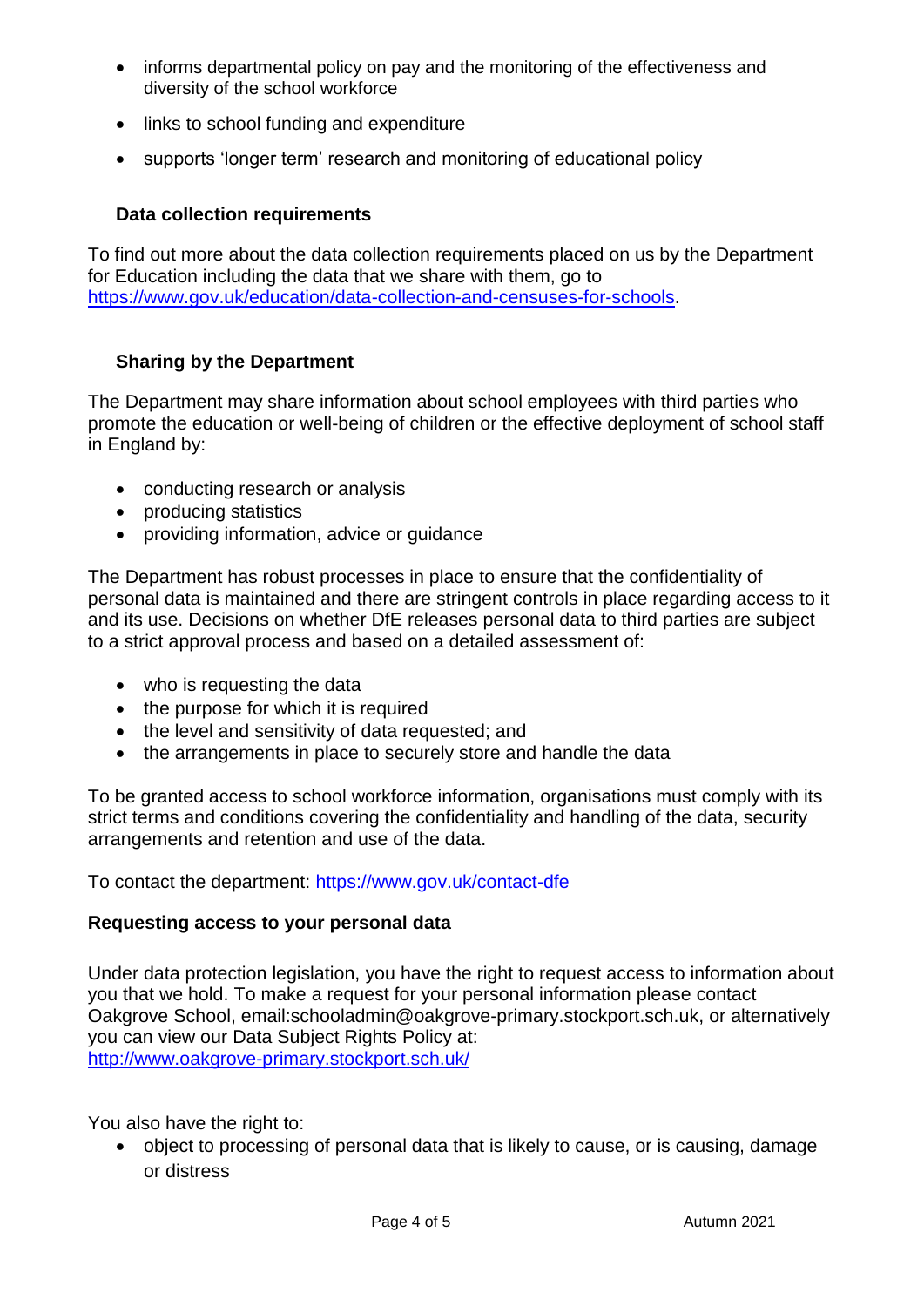- informs departmental policy on pay and the monitoring of the effectiveness and diversity of the school workforce
- links to school funding and expenditure
- supports 'longer term' research and monitoring of educational policy

### Data collection requirements

To find out more about the data collection requirements placed on us by the Department for Education including the data that we share with them, go to https://www.gov.uk/education/data-collection-and-censuses-for-schools.

### Sharing by the Department

The Department may share information about school employees with third parties who promote the education or well-being of children or the effective deployment of school staff in England by:

- conducting research or analysis
- producing statistics
- providing information, advice or guidance

The Department has robust processes in place to ensure that the confidentiality of personal data is maintained and there are stringent controls in place regarding access to it and its use. Decisions on whether DfE releases personal data to third parties are subject to a strict approval process and based on a detailed assessment of:

- who is requesting the data
- the purpose for which it is required
- the level and sensitivity of data requested; and
- the arrangements in place to securely store and handle the data

To be granted access to school workforce information, organisations must comply with its strict terms and conditions covering the confidentiality and handling of the data, security arrangements and retention and use of the data.

To contact the department: https://www.gov.uk/contact-dfe

## Requesting access to your personal data

Under data protection legislation, you have the right to request access to information about you that we hold. To make a request for your personal information please contact Oakgrove School, email:schooladmin@oakgrove-primary.stockport.sch.uk, or alternatively you can view our Data Subject Rights Policy at: http://www.oakgrove-primary.stockport.sch.uk/

You also have the right to:

- object to processing of personal data that is likely to cause, or is causing, damage or distress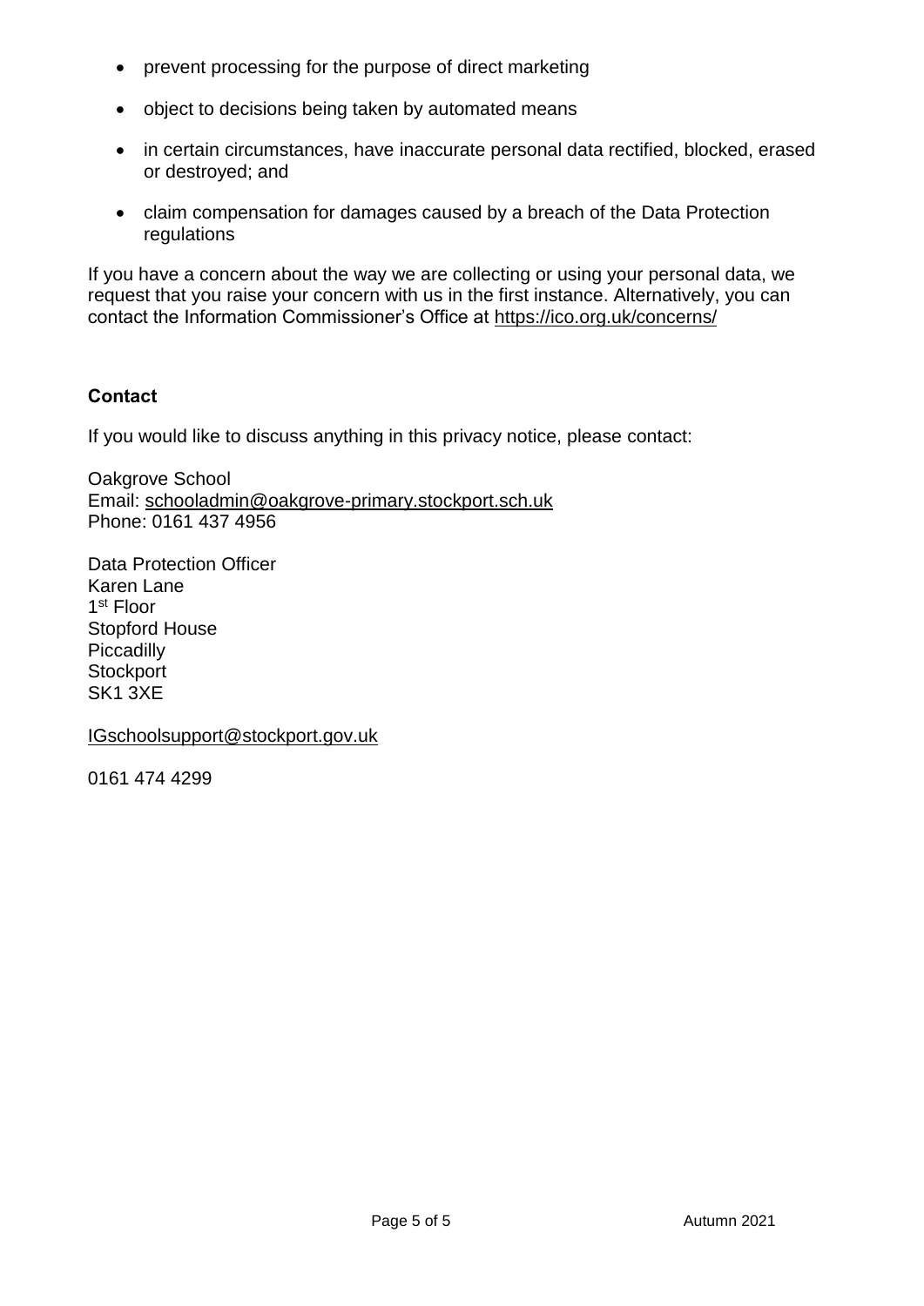- prevent processing for the purpose of direct marketing
- object to decisions being taken by automated means
- in certain circumstances, have inaccurate personal data rectified, blocked, erased or destroyed; and
- claim compensation for damages caused by a breach of the Data Protection regulations

If you have a concern about the way we are collecting or using your personal data, we request that you raise your concern with us in the first instance. Alternatively, you can contact the Information Commissioner's Office at https://ico.org.uk/concerns/

**Contact**

If you would like to discuss anything in this privacy notice, please contact:

Oakgrove School
Email: schooladmin@oakgrove-primary.stockport.sch.uk
Phone: 0161 437 4956

Data Protection Officer
Karen Lane
1st Floor
Stopford House
Piccadilly
Stockport
SK1 3XE

IGschoolsupport@stockport.gov.uk

0161 474 4299